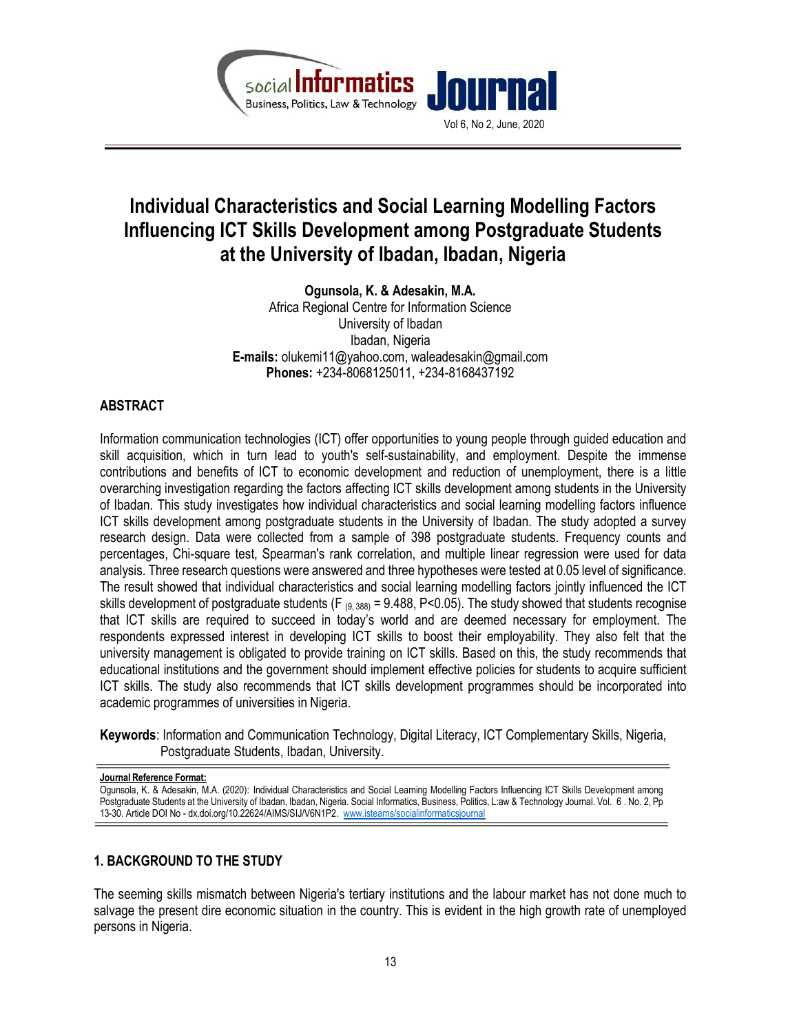# Individual Characteristics and Social Learning Modelling Factors Influencing ICT Skills Development among Postgraduate Students at the University of Ibadan, Ibadan, Nigeria

**Ogunsola, K. & Adesakin, M.A.**
Africa Regional Centre for Information Science
University of Ibadan
Ibadan, Nigeria
**E-mails:** olukemi11@yahoo.com, waleadesakin@gmail.com
**Phones:** +234-8068125011, +234-8168437192

## ABSTRACT

Information communication technologies (ICT) offer opportunities to young people through guided education and skill acquisition, which in turn lead to youth's self-sustainability, and employment. Despite the immense contributions and benefits of ICT to economic development and reduction of unemployment, there is a little overarching investigation regarding the factors affecting ICT skills development among students in the University of Ibadan. This study investigates how individual characteristics and social learning modelling factors influence ICT skills development among postgraduate students in the University of Ibadan. The study adopted a survey research design. Data were collected from a sample of 398 postgraduate students. Frequency counts and percentages, Chi-square test, Spearman's rank correlation, and multiple linear regression were used for data analysis. Three research questions were answered and three hypotheses were tested at 0.05 level of significance. The result showed that individual characteristics and social learning modelling factors jointly influenced the ICT skills development of postgraduate students ($F_{(9, 388)} = 9.488$, $P<0.05$). The study showed that students recognise that ICT skills are required to succeed in today's world and are deemed necessary for employment. The respondents expressed interest in developing ICT skills to boost their employability. They also felt that the university management is obligated to provide training on ICT skills. Based on this, the study recommends that educational institutions and the government should implement effective policies for students to acquire sufficient ICT skills. The study also recommends that ICT skills development programmes should be incorporated into academic programmes of universities in Nigeria.

**Keywords**: Information and Communication Technology, Digital Literacy, ICT Complementary Skills, Nigeria, Postgraduate Students, Ibadan, University.

**Journal Reference Format:**
Ogunsola, K. & Adesakin, M.A. (2020): Individual Characteristics and Social Learning Modelling Factors Influencing ICT Skills Development among Postgraduate Students at the University of Ibadan, Ibadan, Nigeria. Social Informatics, Business, Politics, L:aw & Technology Journal. Vol. 6 . No. 2, Pp 13-30. Article DOI No - dx.doi.org/10.22624/AIMS/SIJ/V6N1P2. www.isteams/socialinformaticsjournal

## 1. BACKGROUND TO THE STUDY

The seeming skills mismatch between Nigeria's tertiary institutions and the labour market has not done much to salvage the present dire economic situation in the country. This is evident in the high growth rate of unemployed persons in Nigeria.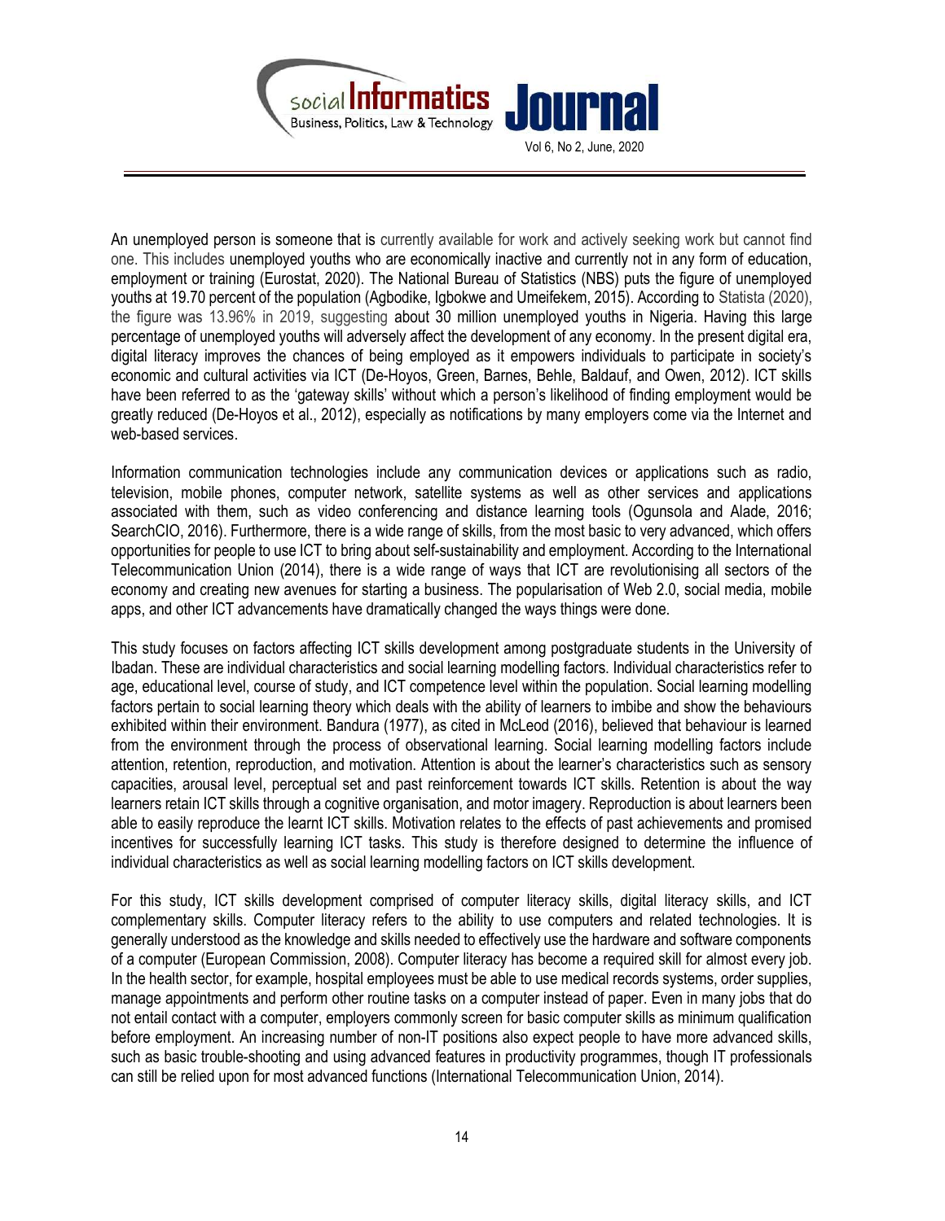An unemployed person is someone that is currently available for work and actively seeking work but cannot find one. This includes unemployed youths who are economically inactive and currently not in any form of education, employment or training (Eurostat, 2020). The National Bureau of Statistics (NBS) puts the figure of unemployed youths at 19.70 percent of the population (Agbodike, Igbokwe and Umeifekem, 2015). According to Statista (2020), the figure was 13.96% in 2019, suggesting about 30 million unemployed youths in Nigeria. Having this large percentage of unemployed youths will adversely affect the development of any economy. In the present digital era, digital literacy improves the chances of being employed as it empowers individuals to participate in society's economic and cultural activities via ICT (De-Hoyos, Green, Barnes, Behle, Baldauf, and Owen, 2012). ICT skills have been referred to as the 'gateway skills' without which a person's likelihood of finding employment would be greatly reduced (De-Hoyos et al., 2012), especially as notifications by many employers come via the Internet and web-based services.

Information communication technologies include any communication devices or applications such as radio, television, mobile phones, computer network, satellite systems as well as other services and applications associated with them, such as video conferencing and distance learning tools (Ogunsola and Alade, 2016; SearchCIO, 2016). Furthermore, there is a wide range of skills, from the most basic to very advanced, which offers opportunities for people to use ICT to bring about self-sustainability and employment. According to the International Telecommunication Union (2014), there is a wide range of ways that ICT are revolutionising all sectors of the economy and creating new avenues for starting a business. The popularisation of Web 2.0, social media, mobile apps, and other ICT advancements have dramatically changed the ways things were done.

This study focuses on factors affecting ICT skills development among postgraduate students in the University of Ibadan. These are individual characteristics and social learning modelling factors. Individual characteristics refer to age, educational level, course of study, and ICT competence level within the population. Social learning modelling factors pertain to social learning theory which deals with the ability of learners to imbibe and show the behaviours exhibited within their environment. Bandura (1977), as cited in McLeod (2016), believed that behaviour is learned from the environment through the process of observational learning. Social learning modelling factors include attention, retention, reproduction, and motivation. Attention is about the learner's characteristics such as sensory capacities, arousal level, perceptual set and past reinforcement towards ICT skills. Retention is about the way learners retain ICT skills through a cognitive organisation, and motor imagery. Reproduction is about learners been able to easily reproduce the learnt ICT skills. Motivation relates to the effects of past achievements and promised incentives for successfully learning ICT tasks. This study is therefore designed to determine the influence of individual characteristics as well as social learning modelling factors on ICT skills development.

For this study, ICT skills development comprised of computer literacy skills, digital literacy skills, and ICT complementary skills. Computer literacy refers to the ability to use computers and related technologies. It is generally understood as the knowledge and skills needed to effectively use the hardware and software components of a computer (European Commission, 2008). Computer literacy has become a required skill for almost every job. In the health sector, for example, hospital employees must be able to use medical records systems, order supplies, manage appointments and perform other routine tasks on a computer instead of paper. Even in many jobs that do not entail contact with a computer, employers commonly screen for basic computer skills as minimum qualification before employment. An increasing number of non-IT positions also expect people to have more advanced skills, such as basic trouble-shooting and using advanced features in productivity programmes, though IT professionals can still be relied upon for most advanced functions (International Telecommunication Union, 2014).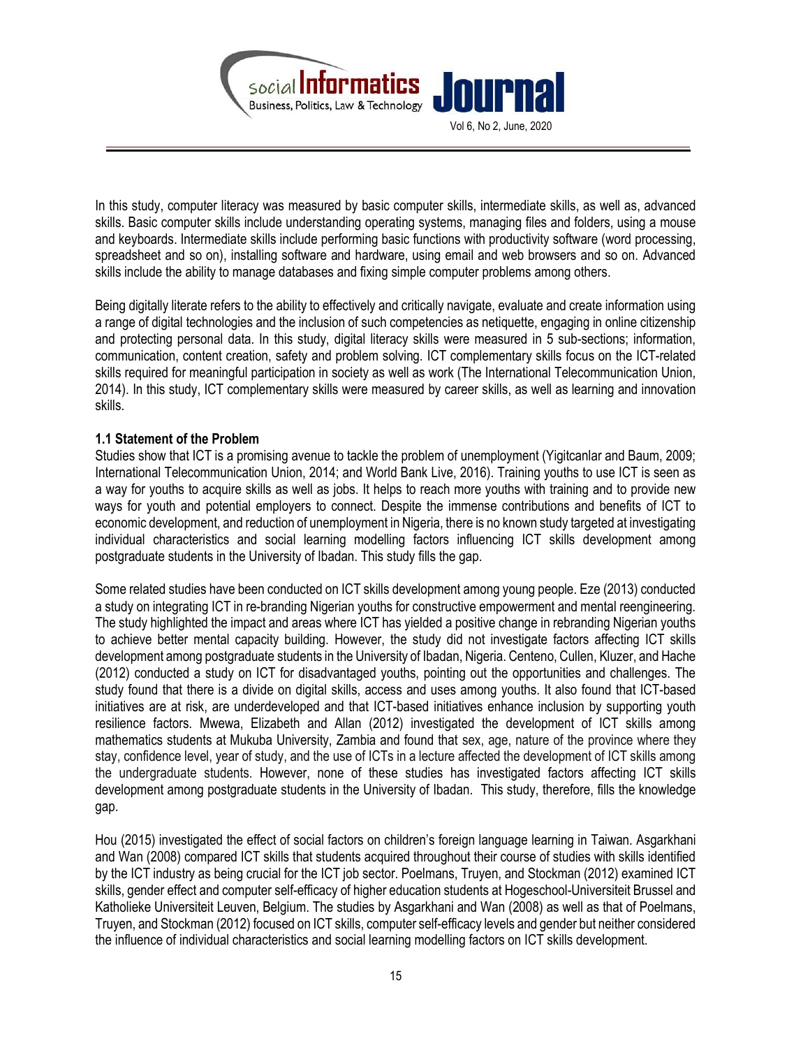In this study, computer literacy was measured by basic computer skills, intermediate skills, as well as, advanced skills. Basic computer skills include understanding operating systems, managing files and folders, using a mouse and keyboards. Intermediate skills include performing basic functions with productivity software (word processing, spreadsheet and so on), installing software and hardware, using email and web browsers and so on. Advanced skills include the ability to manage databases and fixing simple computer problems among others.

Being digitally literate refers to the ability to effectively and critically navigate, evaluate and create information using a range of digital technologies and the inclusion of such competencies as netiquette, engaging in online citizenship and protecting personal data. In this study, digital literacy skills were measured in 5 sub-sections; information, communication, content creation, safety and problem solving. ICT complementary skills focus on the ICT-related skills required for meaningful participation in society as well as work (The International Telecommunication Union, 2014). In this study, ICT complementary skills were measured by career skills, as well as learning and innovation skills.

### 1.1 Statement of the Problem

Studies show that ICT is a promising avenue to tackle the problem of unemployment (Yigitcanlar and Baum, 2009; International Telecommunication Union, 2014; and World Bank Live, 2016). Training youths to use ICT is seen as a way for youths to acquire skills as well as jobs. It helps to reach more youths with training and to provide new ways for youth and potential employers to connect. Despite the immense contributions and benefits of ICT to economic development, and reduction of unemployment in Nigeria, there is no known study targeted at investigating individual characteristics and social learning modelling factors influencing ICT skills development among postgraduate students in the University of Ibadan. This study fills the gap.

Some related studies have been conducted on ICT skills development among young people. Eze (2013) conducted a study on integrating ICT in re-branding Nigerian youths for constructive empowerment and mental reengineering. The study highlighted the impact and areas where ICT has yielded a positive change in rebranding Nigerian youths to achieve better mental capacity building. However, the study did not investigate factors affecting ICT skills development among postgraduate students in the University of Ibadan, Nigeria. Centeno, Cullen, Kluzer, and Hache (2012) conducted a study on ICT for disadvantaged youths, pointing out the opportunities and challenges. The study found that there is a divide on digital skills, access and uses among youths. It also found that ICT-based initiatives are at risk, are underdeveloped and that ICT-based initiatives enhance inclusion by supporting youth resilience factors. Mwewa, Elizabeth and Allan (2012) investigated the development of ICT skills among mathematics students at Mukuba University, Zambia and found that sex, age, nature of the province where they stay, confidence level, year of study, and the use of ICTs in a lecture affected the development of ICT skills among the undergraduate students. However, none of these studies has investigated factors affecting ICT skills development among postgraduate students in the University of Ibadan. This study, therefore, fills the knowledge gap.

Hou (2015) investigated the effect of social factors on children's foreign language learning in Taiwan. Asgarkhani and Wan (2008) compared ICT skills that students acquired throughout their course of studies with skills identified by the ICT industry as being crucial for the ICT job sector. Poelmans, Truyen, and Stockman (2012) examined ICT skills, gender effect and computer self-efficacy of higher education students at Hogeschool-Universiteit Brussel and Katholieke Universiteit Leuven, Belgium. The studies by Asgarkhani and Wan (2008) as well as that of Poelmans, Truyen, and Stockman (2012) focused on ICT skills, computer self-efficacy levels and gender but neither considered the influence of individual characteristics and social learning modelling factors on ICT skills development.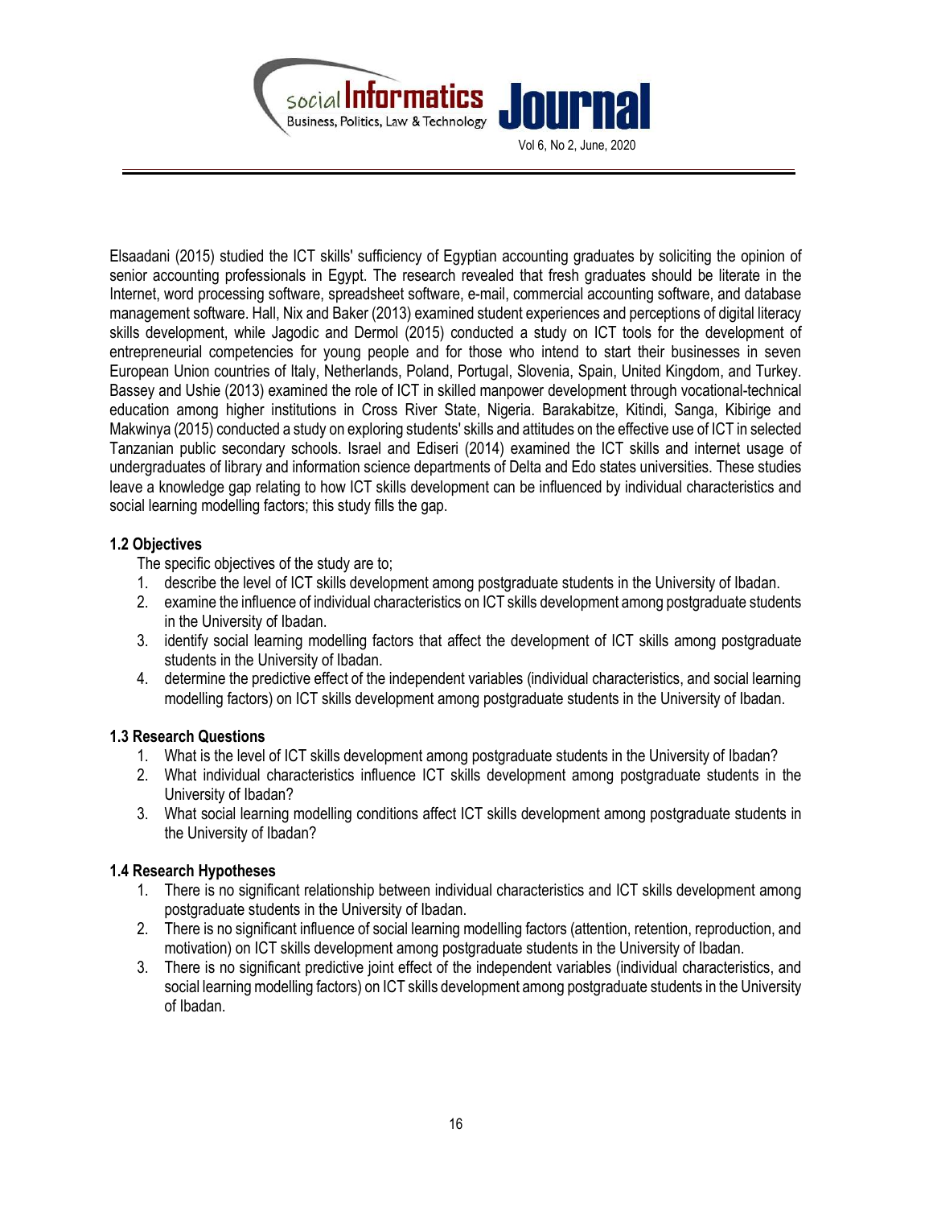Elsaadani (2015) studied the ICT skills' sufficiency of Egyptian accounting graduates by soliciting the opinion of senior accounting professionals in Egypt. The research revealed that fresh graduates should be literate in the Internet, word processing software, spreadsheet software, e-mail, commercial accounting software, and database management software. Hall, Nix and Baker (2013) examined student experiences and perceptions of digital literacy skills development, while Jagodic and Dermol (2015) conducted a study on ICT tools for the development of entrepreneurial competencies for young people and for those who intend to start their businesses in seven European Union countries of Italy, Netherlands, Poland, Portugal, Slovenia, Spain, United Kingdom, and Turkey. Bassey and Ushie (2013) examined the role of ICT in skilled manpower development through vocational-technical education among higher institutions in Cross River State, Nigeria. Barakabitze, Kitindi, Sanga, Kibirige and Makwinya (2015) conducted a study on exploring students' skills and attitudes on the effective use of ICT in selected Tanzanian public secondary schools. Israel and Ediseri (2014) examined the ICT skills and internet usage of undergraduates of library and information science departments of Delta and Edo states universities. These studies leave a knowledge gap relating to how ICT skills development can be influenced by individual characteristics and social learning modelling factors; this study fills the gap.

### 1.2 Objectives

The specific objectives of the study are to;

1. describe the level of ICT skills development among postgraduate students in the University of Ibadan.
2. examine the influence of individual characteristics on ICT skills development among postgraduate students in the University of Ibadan.
3. identify social learning modelling factors that affect the development of ICT skills among postgraduate students in the University of Ibadan.
4. determine the predictive effect of the independent variables (individual characteristics, and social learning modelling factors) on ICT skills development among postgraduate students in the University of Ibadan.

### 1.3 Research Questions

1. What is the level of ICT skills development among postgraduate students in the University of Ibadan?
2. What individual characteristics influence ICT skills development among postgraduate students in the University of Ibadan?
3. What social learning modelling conditions affect ICT skills development among postgraduate students in the University of Ibadan?

### 1.4 Research Hypotheses

1. There is no significant relationship between individual characteristics and ICT skills development among postgraduate students in the University of Ibadan.
2. There is no significant influence of social learning modelling factors (attention, retention, reproduction, and motivation) on ICT skills development among postgraduate students in the University of Ibadan.
3. There is no significant predictive joint effect of the independent variables (individual characteristics, and social learning modelling factors) on ICT skills development among postgraduate students in the University of Ibadan.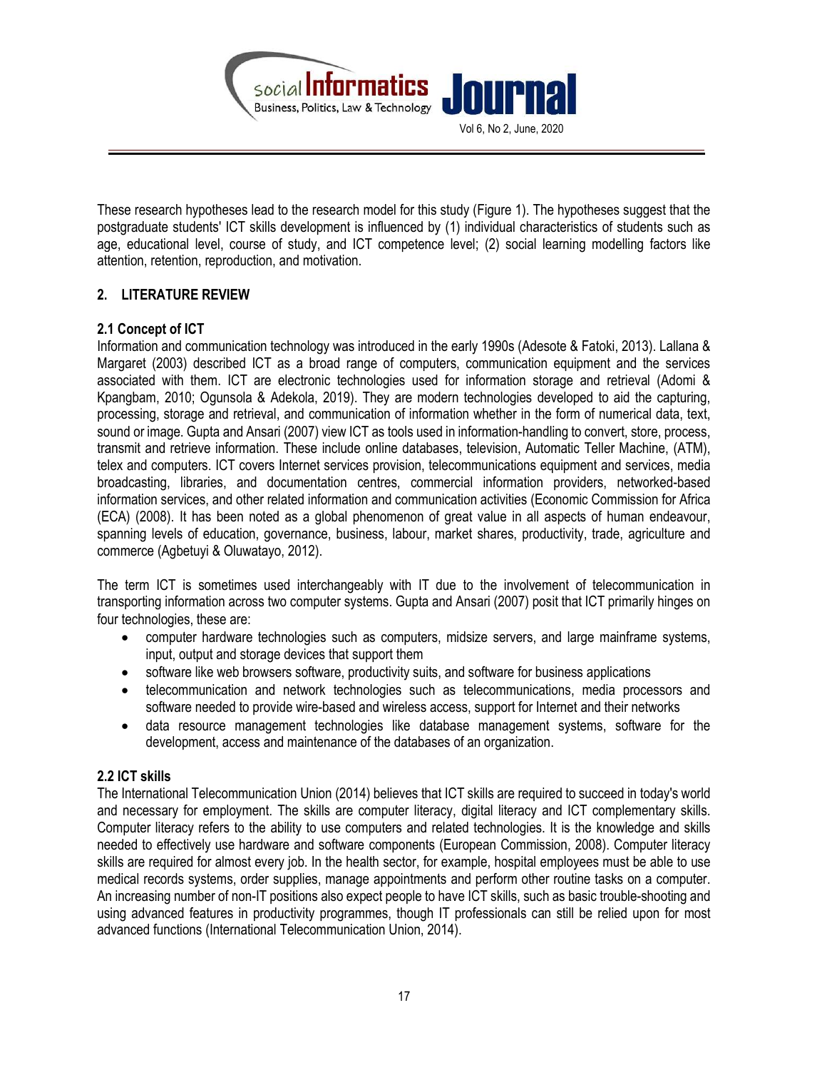These research hypotheses lead to the research model for this study (Figure 1). The hypotheses suggest that the postgraduate students' ICT skills development is influenced by (1) individual characteristics of students such as age, educational level, course of study, and ICT competence level; (2) social learning modelling factors like attention, retention, reproduction, and motivation.

## 2. LITERATURE REVIEW

### 2.1 Concept of ICT

Information and communication technology was introduced in the early 1990s (Adesote & Fatoki, 2013). Lallana & Margaret (2003) described ICT as a broad range of computers, communication equipment and the services associated with them. ICT are electronic technologies used for information storage and retrieval (Adomi & Kpangbam, 2010; Ogunsola & Adekola, 2019). They are modern technologies developed to aid the capturing, processing, storage and retrieval, and communication of information whether in the form of numerical data, text, sound or image. Gupta and Ansari (2007) view ICT as tools used in information-handling to convert, store, process, transmit and retrieve information. These include online databases, television, Automatic Teller Machine, (ATM), telex and computers. ICT covers Internet services provision, telecommunications equipment and services, media broadcasting, libraries, and documentation centres, commercial information providers, networked-based information services, and other related information and communication activities (Economic Commission for Africa (ECA) (2008). It has been noted as a global phenomenon of great value in all aspects of human endeavour, spanning levels of education, governance, business, labour, market shares, productivity, trade, agriculture and commerce (Agbetuyi & Oluwatayo, 2012).

The term ICT is sometimes used interchangeably with IT due to the involvement of telecommunication in transporting information across two computer systems. Gupta and Ansari (2007) posit that ICT primarily hinges on four technologies, these are:

- computer hardware technologies such as computers, midsize servers, and large mainframe systems, input, output and storage devices that support them
- software like web browsers software, productivity suits, and software for business applications
- telecommunication and network technologies such as telecommunications, media processors and software needed to provide wire-based and wireless access, support for Internet and their networks
- data resource management technologies like database management systems, software for the development, access and maintenance of the databases of an organization.

### 2.2 ICT skills

The International Telecommunication Union (2014) believes that ICT skills are required to succeed in today's world and necessary for employment. The skills are computer literacy, digital literacy and ICT complementary skills. Computer literacy refers to the ability to use computers and related technologies. It is the knowledge and skills needed to effectively use hardware and software components (European Commission, 2008). Computer literacy skills are required for almost every job. In the health sector, for example, hospital employees must be able to use medical records systems, order supplies, manage appointments and perform other routine tasks on a computer. An increasing number of non-IT positions also expect people to have ICT skills, such as basic trouble-shooting and using advanced features in productivity programmes, though IT professionals can still be relied upon for most advanced functions (International Telecommunication Union, 2014).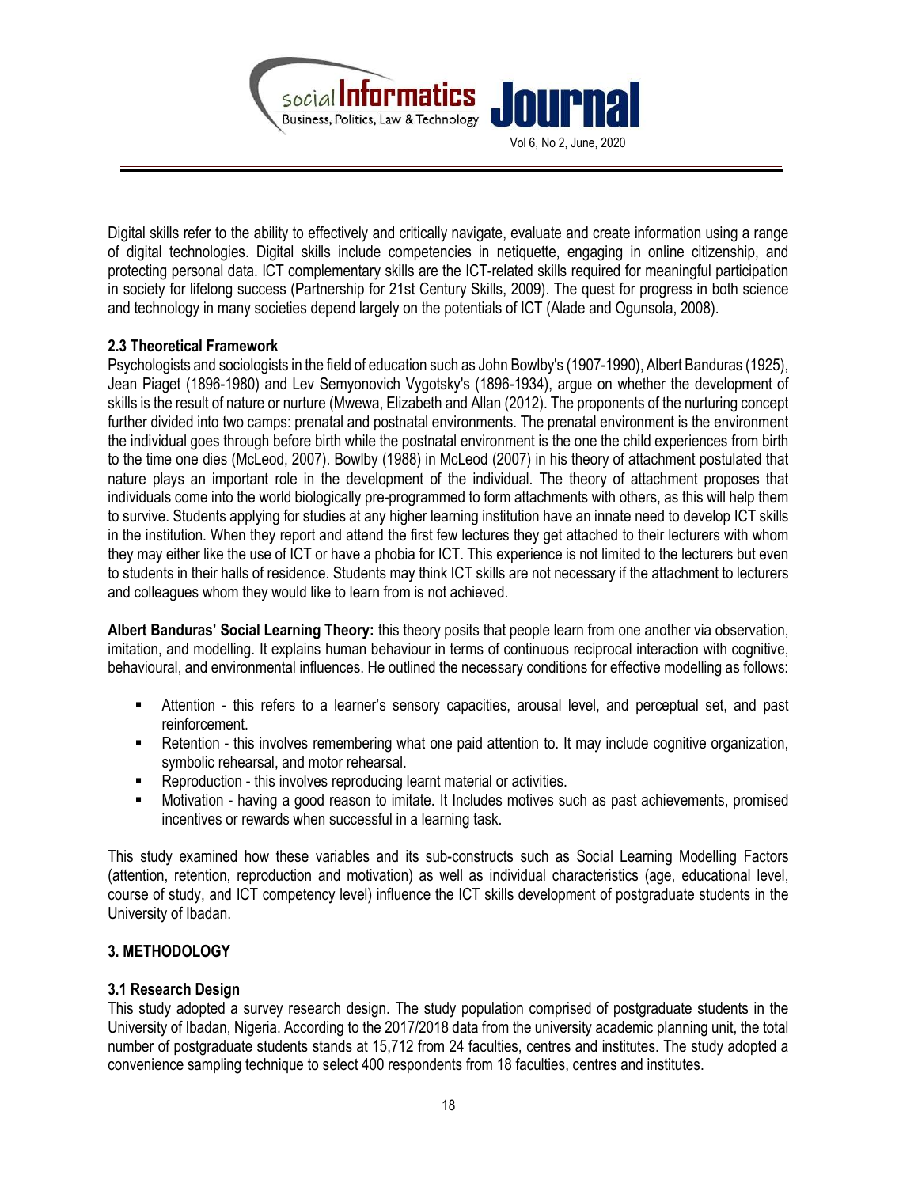Digital skills refer to the ability to effectively and critically navigate, evaluate and create information using a range of digital technologies. Digital skills include competencies in netiquette, engaging in online citizenship, and protecting personal data. ICT complementary skills are the ICT-related skills required for meaningful participation in society for lifelong success (Partnership for 21st Century Skills, 2009). The quest for progress in both science and technology in many societies depend largely on the potentials of ICT (Alade and Ogunsola, 2008).

### 2.3 Theoretical Framework

Psychologists and sociologists in the field of education such as John Bowlby's (1907-1990), Albert Banduras (1925), Jean Piaget (1896-1980) and Lev Semyonovich Vygotsky's (1896-1934), argue on whether the development of skills is the result of nature or nurture (Mwewa, Elizabeth and Allan (2012). The proponents of the nurturing concept further divided into two camps: prenatal and postnatal environments. The prenatal environment is the environment the individual goes through before birth while the postnatal environment is the one the child experiences from birth to the time one dies (McLeod, 2007). Bowlby (1988) in McLeod (2007) in his theory of attachment postulated that nature plays an important role in the development of the individual. The theory of attachment proposes that individuals come into the world biologically pre-programmed to form attachments with others, as this will help them to survive. Students applying for studies at any higher learning institution have an innate need to develop ICT skills in the institution. When they report and attend the first few lectures they get attached to their lecturers with whom they may either like the use of ICT or have a phobia for ICT. This experience is not limited to the lecturers but even to students in their halls of residence. Students may think ICT skills are not necessary if the attachment to lecturers and colleagues whom they would like to learn from is not achieved.

**Albert Banduras' Social Learning Theory:** this theory posits that people learn from one another via observation, imitation, and modelling. It explains human behaviour in terms of continuous reciprocal interaction with cognitive, behavioural, and environmental influences. He outlined the necessary conditions for effective modelling as follows:

- Attention - this refers to a learner's sensory capacities, arousal level, and perceptual set, and past reinforcement.
- Retention - this involves remembering what one paid attention to. It may include cognitive organization, symbolic rehearsal, and motor rehearsal.
- Reproduction - this involves reproducing learnt material or activities.
- Motivation - having a good reason to imitate. It Includes motives such as past achievements, promised incentives or rewards when successful in a learning task.

This study examined how these variables and its sub-constructs such as Social Learning Modelling Factors (attention, retention, reproduction and motivation) as well as individual characteristics (age, educational level, course of study, and ICT competency level) influence the ICT skills development of postgraduate students in the University of Ibadan.

## 3. METHODOLOGY

### 3.1 Research Design

This study adopted a survey research design. The study population comprised of postgraduate students in the University of Ibadan, Nigeria. According to the 2017/2018 data from the university academic planning unit, the total number of postgraduate students stands at 15,712 from 24 faculties, centres and institutes. The study adopted a convenience sampling technique to select 400 respondents from 18 faculties, centres and institutes.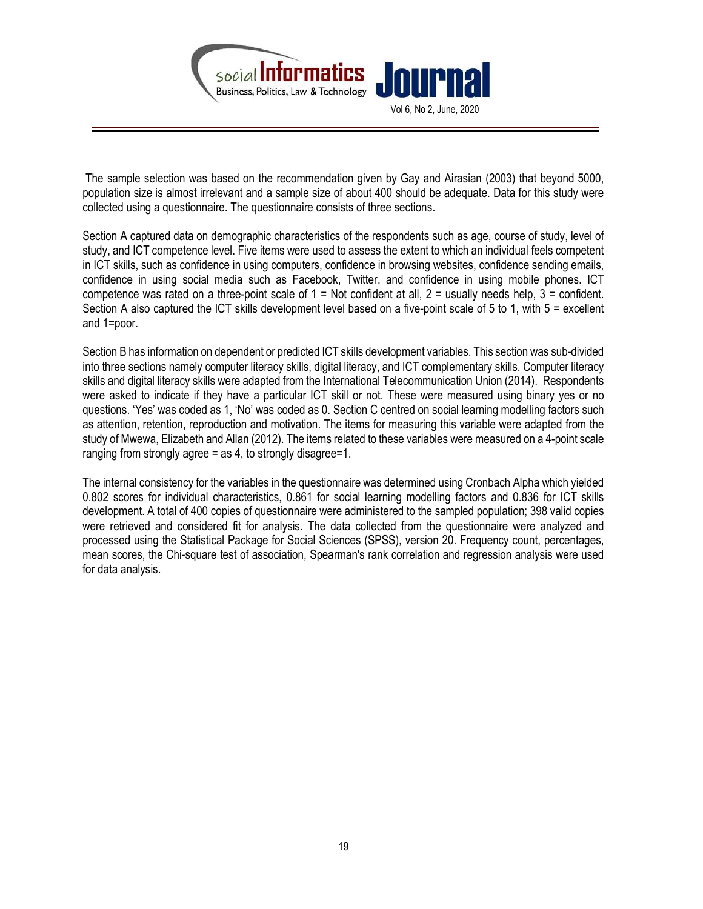The sample selection was based on the recommendation given by Gay and Airasian (2003) that beyond 5000, population size is almost irrelevant and a sample size of about 400 should be adequate. Data for this study were collected using a questionnaire. The questionnaire consists of three sections.

Section A captured data on demographic characteristics of the respondents such as age, course of study, level of study, and ICT competence level. Five items were used to assess the extent to which an individual feels competent in ICT skills, such as confidence in using computers, confidence in browsing websites, confidence sending emails, confidence in using social media such as Facebook, Twitter, and confidence in using mobile phones. ICT competence was rated on a three-point scale of 1 = Not confident at all, 2 = usually needs help, 3 = confident. Section A also captured the ICT skills development level based on a five-point scale of 5 to 1, with 5 = excellent and 1=poor.

Section B has information on dependent or predicted ICT skills development variables. This section was sub-divided into three sections namely computer literacy skills, digital literacy, and ICT complementary skills. Computer literacy skills and digital literacy skills were adapted from the International Telecommunication Union (2014). Respondents were asked to indicate if they have a particular ICT skill or not. These were measured using binary yes or no questions. 'Yes' was coded as 1, 'No' was coded as 0. Section C centred on social learning modelling factors such as attention, retention, reproduction and motivation. The items for measuring this variable were adapted from the study of Mwewa, Elizabeth and Allan (2012). The items related to these variables were measured on a 4-point scale ranging from strongly agree = as 4, to strongly disagree=1.

The internal consistency for the variables in the questionnaire was determined using Cronbach Alpha which yielded 0.802 scores for individual characteristics, 0.861 for social learning modelling factors and 0.836 for ICT skills development. A total of 400 copies of questionnaire were administered to the sampled population; 398 valid copies were retrieved and considered fit for analysis. The data collected from the questionnaire were analyzed and processed using the Statistical Package for Social Sciences (SPSS), version 20. Frequency count, percentages, mean scores, the Chi-square test of association, Spearman's rank correlation and regression analysis were used for data analysis.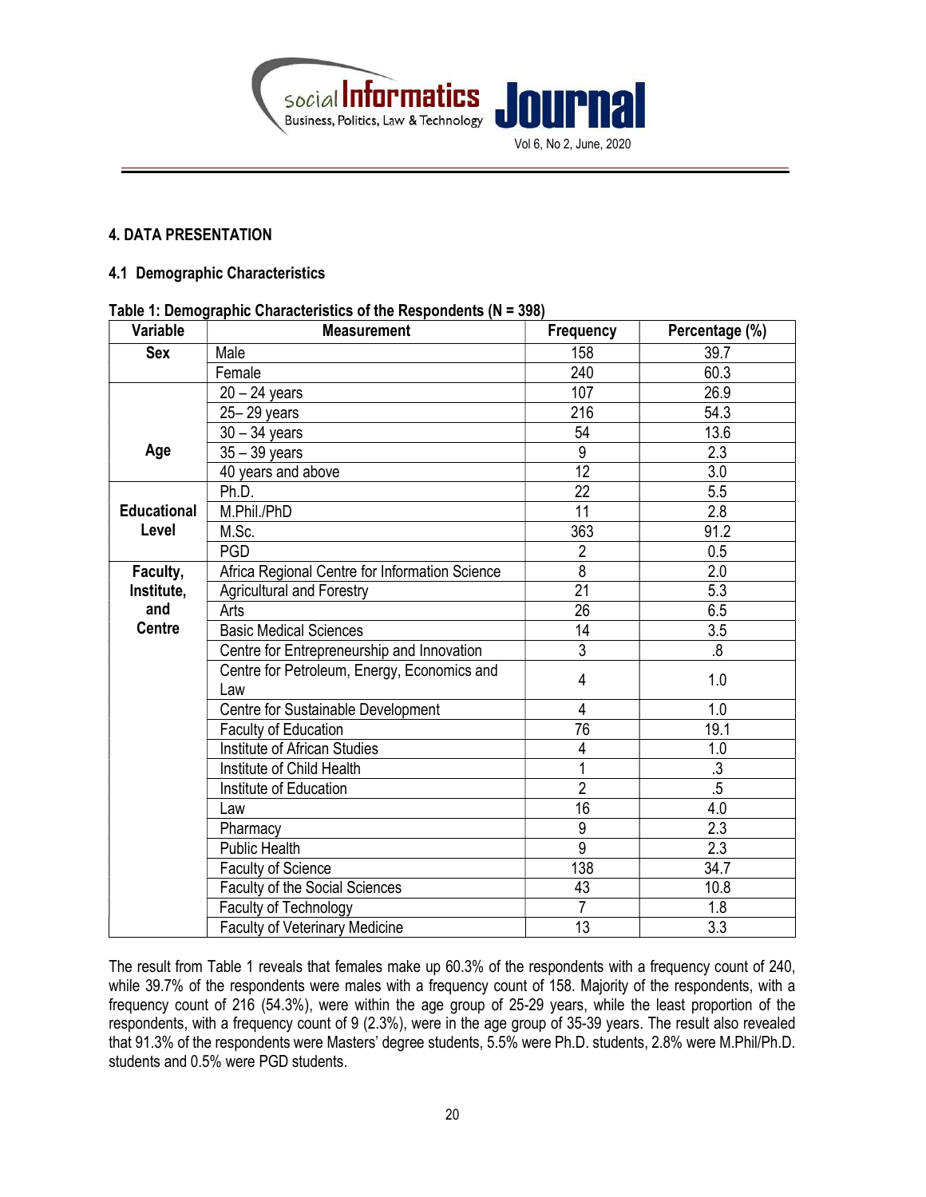## 4. DATA PRESENTATION

### 4.1 Demographic Characteristics

**Table 1: Demographic Characteristics of the Respondents (N = 398)**

| Variable | Measurement | Frequency | Percentage (%) |
|---|---|---|---|
| **Sex** | Male | 158 | 39.7 |
| | Female | 240 | 60.3 |
| **Age** | 20 – 24 years | 107 | 26.9 |
| | 25– 29 years | 216 | 54.3 |
| | 30 – 34 years | 54 | 13.6 |
| | 35 – 39 years | 9 | 2.3 |
| | 40 years and above | 12 | 3.0 |
| **Educational Level** | Ph.D. | 22 | 5.5 |
| | M.Phil./PhD | 11 | 2.8 |
| | M.Sc. | 363 | 91.2 |
| | PGD | 2 | 0.5 |
| **Faculty, Institute, and Centre** | Africa Regional Centre for Information Science | 8 | 2.0 |
| | Agricultural and Forestry | 21 | 5.3 |
| | Arts | 26 | 6.5 |
| | Basic Medical Sciences | 14 | 3.5 |
| | Centre for Entrepreneurship and Innovation | 3 | .8 |
| | Centre for Petroleum, Energy, Economics and Law | 4 | 1.0 |
| | Centre for Sustainable Development | 4 | 1.0 |
| | Faculty of Education | 76 | 19.1 |
| | Institute of African Studies | 4 | 1.0 |
| | Institute of Child Health | 1 | .3 |
| | Institute of Education | 2 | .5 |
| | Law | 16 | 4.0 |
| | Pharmacy | 9 | 2.3 |
| | Public Health | 9 | 2.3 |
| | Faculty of Science | 138 | 34.7 |
| | Faculty of the Social Sciences | 43 | 10.8 |
| | Faculty of Technology | 7 | 1.8 |
| | Faculty of Veterinary Medicine | 13 | 3.3 |

The result from Table 1 reveals that females make up 60.3% of the respondents with a frequency count of 240, while 39.7% of the respondents were males with a frequency count of 158. Majority of the respondents, with a frequency count of 216 (54.3%), were within the age group of 25-29 years, while the least proportion of the respondents, with a frequency count of 9 (2.3%), were in the age group of 35-39 years. The result also revealed that 91.3% of the respondents were Masters' degree students, 5.5% were Ph.D. students, 2.8% were M.Phil/Ph.D. students and 0.5% were PGD students.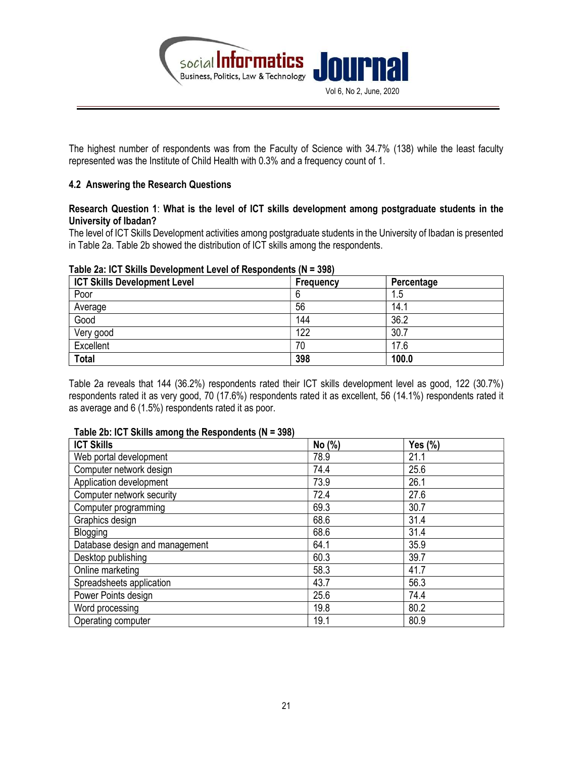The highest number of respondents was from the Faculty of Science with 34.7% (138) while the least faculty represented was the Institute of Child Health with 0.3% and a frequency count of 1.

### 4.2 Answering the Research Questions

**Research Question 1**: **What is the level of ICT skills development among postgraduate students in the University of Ibadan?**

The level of ICT Skills Development activities among postgraduate students in the University of Ibadan is presented in Table 2a. Table 2b showed the distribution of ICT skills among the respondents.

**Table 2a: ICT Skills Development Level of Respondents (N = 398)**

| ICT Skills Development Level | Frequency | Percentage |
|---|---|---|
| Poor | 6 | 1.5 |
| Average | 56 | 14.1 |
| Good | 144 | 36.2 |
| Very good | 122 | 30.7 |
| Excellent | 70 | 17.6 |
| **Total** | **398** | **100.0** |

Table 2a reveals that 144 (36.2%) respondents rated their ICT skills development level as good, 122 (30.7%) respondents rated it as very good, 70 (17.6%) respondents rated it as excellent, 56 (14.1%) respondents rated it as average and 6 (1.5%) respondents rated it as poor.

**Table 2b: ICT Skills among the Respondents (N = 398)**

| ICT Skills | No (%) | Yes (%) |
|---|---|---|
| Web portal development | 78.9 | 21.1 |
| Computer network design | 74.4 | 25.6 |
| Application development | 73.9 | 26.1 |
| Computer network security | 72.4 | 27.6 |
| Computer programming | 69.3 | 30.7 |
| Graphics design | 68.6 | 31.4 |
| Blogging | 68.6 | 31.4 |
| Database design and management | 64.1 | 35.9 |
| Desktop publishing | 60.3 | 39.7 |
| Online marketing | 58.3 | 41.7 |
| Spreadsheets application | 43.7 | 56.3 |
| Power Points design | 25.6 | 74.4 |
| Word processing | 19.8 | 80.2 |
| Operating computer | 19.1 | 80.9 |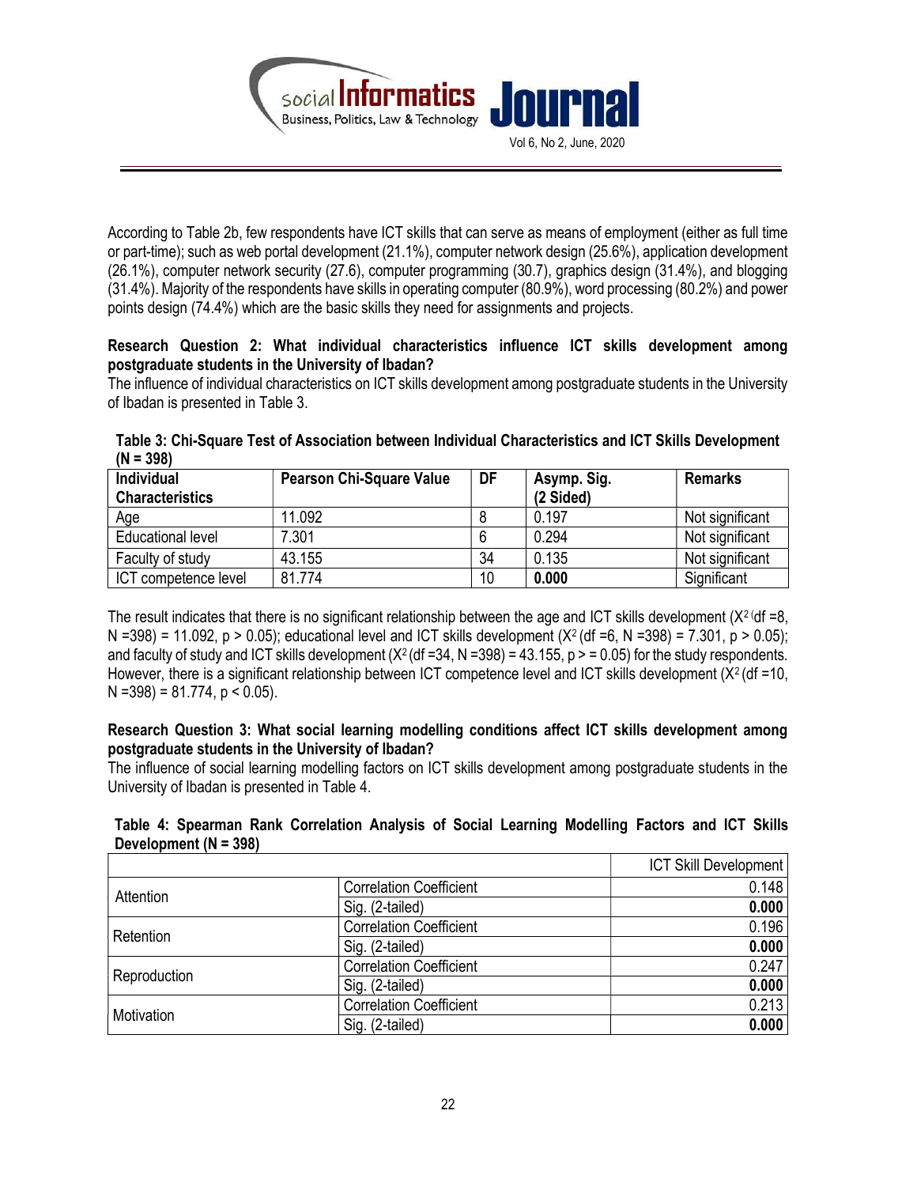According to Table 2b, few respondents have ICT skills that can serve as means of employment (either as full time or part-time); such as web portal development (21.1%), computer network design (25.6%), application development (26.1%), computer network security (27.6), computer programming (30.7), graphics design (31.4%), and blogging (31.4%). Majority of the respondents have skills in operating computer (80.9%), word processing (80.2%) and power points design (74.4%) which are the basic skills they need for assignments and projects.

**Research Question 2: What individual characteristics influence ICT skills development among postgraduate students in the University of Ibadan?**

The influence of individual characteristics on ICT skills development among postgraduate students in the University of Ibadan is presented in Table 3.

**Table 3: Chi-Square Test of Association between Individual Characteristics and ICT Skills Development (N = 398)**

| Individual Characteristics | Pearson Chi-Square Value | DF | Asymp. Sig. (2 Sided) | Remarks |
|---|---|---|---|---|
| Age | 11.092 | 8 | 0.197 | Not significant |
| Educational level | 7.301 | 6 | 0.294 | Not significant |
| Faculty of study | 43.155 | 34 | 0.135 | Not significant |
| ICT competence level | 81.774 | 10 | **0.000** | Significant |

The result indicates that there is no significant relationship between the age and ICT skills development ($X^2$ (df =8, N =398) = 11.092, $p > 0.05$); educational level and ICT skills development ($X^2$ (df =6, N =398) = 7.301, $p > 0.05$); and faculty of study and ICT skills development ($X^2$ (df =34, N =398) = 43.155, p > = 0.05) for the study respondents. However, there is a significant relationship between ICT competence level and ICT skills development ($X^2$ (df =10, N =398) = 81.774, $p < 0.05$).

**Research Question 3: What social learning modelling conditions affect ICT skills development among postgraduate students in the University of Ibadan?**

The influence of social learning modelling factors on ICT skills development among postgraduate students in the University of Ibadan is presented in Table 4.

**Table 4: Spearman Rank Correlation Analysis of Social Learning Modelling Factors and ICT Skills Development (N = 398)**

| | | ICT Skill Development |
|---|---|---|
| Attention | Correlation Coefficient | 0.148 |
| | Sig. (2-tailed) | **0.000** |
| Retention | Correlation Coefficient | 0.196 |
| | Sig. (2-tailed) | **0.000** |
| Reproduction | Correlation Coefficient | 0.247 |
| | Sig. (2-tailed) | **0.000** |
| Motivation | Correlation Coefficient | 0.213 |
| | Sig. (2-tailed) | **0.000** |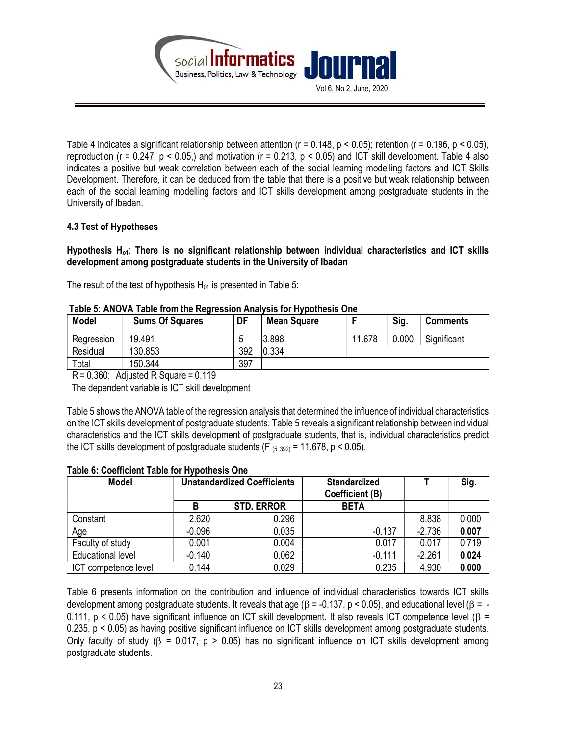Table 4 indicates a significant relationship between attention ($r = 0.148$, $p < 0.05$); retention ($r = 0.196$, $p < 0.05$), reproduction ($r = 0.247$, $p < 0.05$,) and motivation ($r = 0.213$, $p < 0.05$) and ICT skill development. Table 4 also indicates a positive but weak correlation between each of the social learning modelling factors and ICT Skills Development. Therefore, it can be deduced from the table that there is a positive but weak relationship between each of the social learning modelling factors and ICT skills development among postgraduate students in the University of Ibadan.

### 4.3 Test of Hypotheses

**Hypothesis $H_{o1}$: There is no significant relationship between individual characteristics and ICT skills development among postgraduate students in the University of Ibadan**

The result of the test of hypothesis $H_{01}$ is presented in Table 5:

**Table 5: ANOVA Table from the Regression Analysis for Hypothesis One**

| Model | Sums Of Squares | DF | Mean Square | F | Sig. | Comments |
|---|---|---|---|---|---|---|
| Regression | 19.491 | 5 | 3.898 | 11.678 | 0.000 | Significant |
| Residual | 130.853 | 392 | 0.334 | | | |
| Total | 150.344 | 397 | | | | |
| R = 0.360; Adjusted R Square = 0.119 | | | | | | |

The dependent variable is ICT skill development

Table 5 shows the ANOVA table of the regression analysis that determined the influence of individual characteristics on the ICT skills development of postgraduate students. Table 5 reveals a significant relationship between individual characteristics and the ICT skills development of postgraduate students, that is, individual characteristics predict the ICT skills development of postgraduate students ($F_{(5, 392)} = 11.678$, $p < 0.05$).

**Table 6: Coefficient Table for Hypothesis One**

| Model | Unstandardized Coefficients | | Standardized Coefficient (B) | T | Sig. |
|---|---|---|---|---|---|
| | B | STD. ERROR | BETA | | |
| Constant | 2.620 | 0.296 | | 8.838 | 0.000 |
| Age | -0.096 | 0.035 | -0.137 | -2.736 | **0.007** |
| Faculty of study | 0.001 | 0.004 | 0.017 | 0.017 | 0.719 |
| Educational level | -0.140 | 0.062 | -0.111 | -2.261 | **0.024** |
| ICT competence level | 0.144 | 0.029 | 0.235 | 4.930 | **0.000** |

Table 6 presents information on the contribution and influence of individual characteristics towards ICT skills development among postgraduate students. It reveals that age ($\beta = -0.137$, $p < 0.05$), and educational level ($\beta = -0.111$, $p < 0.05$) have significant influence on ICT skill development. It also reveals ICT competence level ($\beta = 0.235$, $p < 0.05$) as having positive significant influence on ICT skills development among postgraduate students. Only faculty of study ($\beta = 0.017$, $p > 0.05$) has no significant influence on ICT skills development among postgraduate students.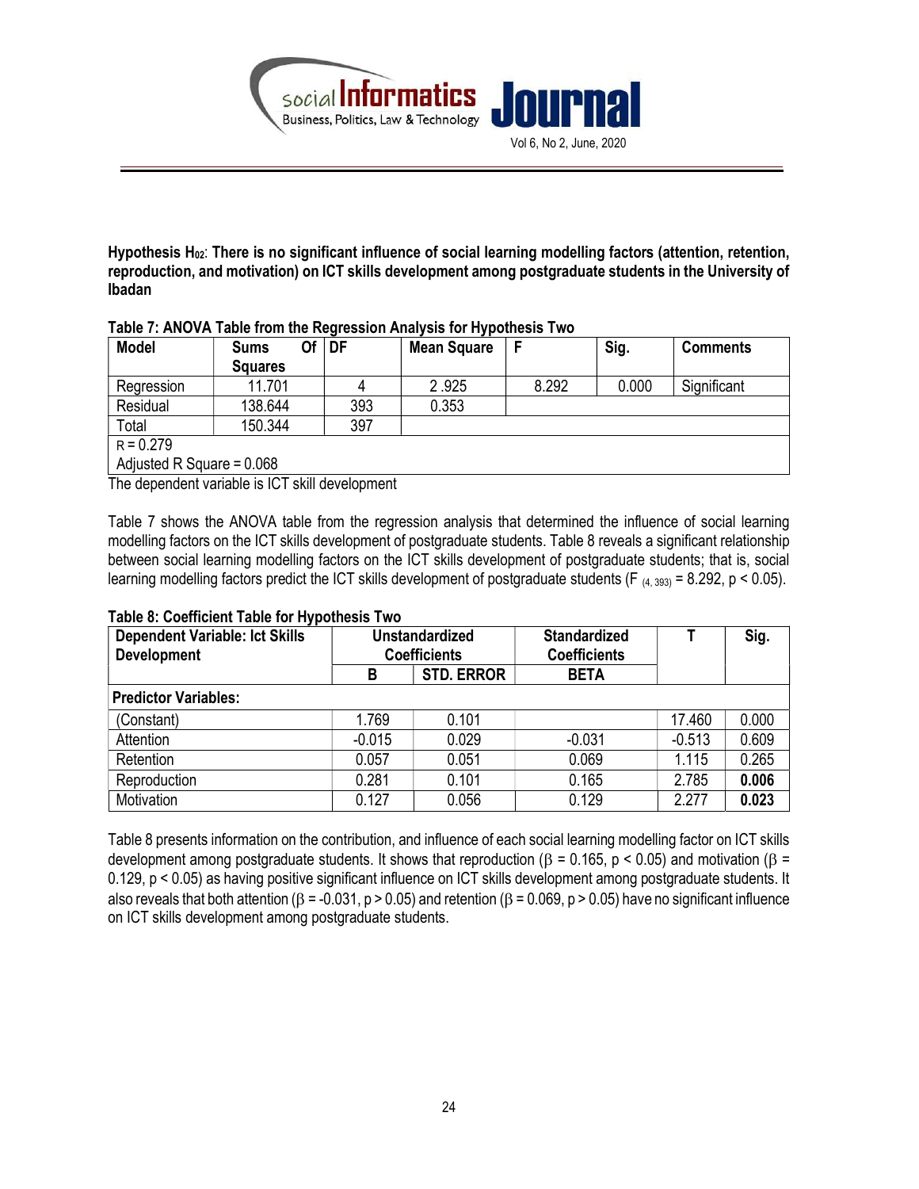**Hypothesis $H_{02}$: There is no significant influence of social learning modelling factors (attention, retention, reproduction, and motivation) on ICT skills development among postgraduate students in the University of Ibadan**

**Table 7: ANOVA Table from the Regression Analysis for Hypothesis Two**

| Model | Sums Of Squares | DF | Mean Square | F | Sig. | Comments |
|---|---|---|---|---|---|---|
| Regression | 11.701 | 4 | 2 .925 | 8.292 | 0.000 | Significant |
| Residual | 138.644 | 393 | 0.353 | | | |
| Total | 150.344 | 397 | | | | |
| R = 0.279 | | | | | | |
| Adjusted R Square = 0.068 | | | | | | |

The dependent variable is ICT skill development

Table 7 shows the ANOVA table from the regression analysis that determined the influence of social learning modelling factors on the ICT skills development of postgraduate students. Table 8 reveals a significant relationship between social learning modelling factors on the ICT skills development of postgraduate students; that is, social learning modelling factors predict the ICT skills development of postgraduate students ($F_{(4, 393)} = 8.292$, $p < 0.05$).

**Table 8: Coefficient Table for Hypothesis Two**

| Dependent Variable: Ict Skills Development | Unstandardized Coefficients | | Standardized Coefficients | T | Sig. |
|---|---|---|---|---|---|
| | B | STD. ERROR | BETA | | |
| **Predictor Variables:** | | | | | |
| (Constant) | 1.769 | 0.101 | | 17.460 | 0.000 |
| Attention | -0.015 | 0.029 | -0.031 | -0.513 | 0.609 |
| Retention | 0.057 | 0.051 | 0.069 | 1.115 | 0.265 |
| Reproduction | 0.281 | 0.101 | 0.165 | 2.785 | **0.006** |
| Motivation | 0.127 | 0.056 | 0.129 | 2.277 | **0.023** |

Table 8 presents information on the contribution, and influence of each social learning modelling factor on ICT skills development among postgraduate students. It shows that reproduction ($\beta = 0.165$, $p < 0.05$) and motivation ($\beta = 0.129$, $p < 0.05$) as having positive significant influence on ICT skills development among postgraduate students. It also reveals that both attention ($\beta = -0.031$, $p > 0.05$) and retention ($\beta = 0.069$, $p > 0.05$) have no significant influence on ICT skills development among postgraduate students.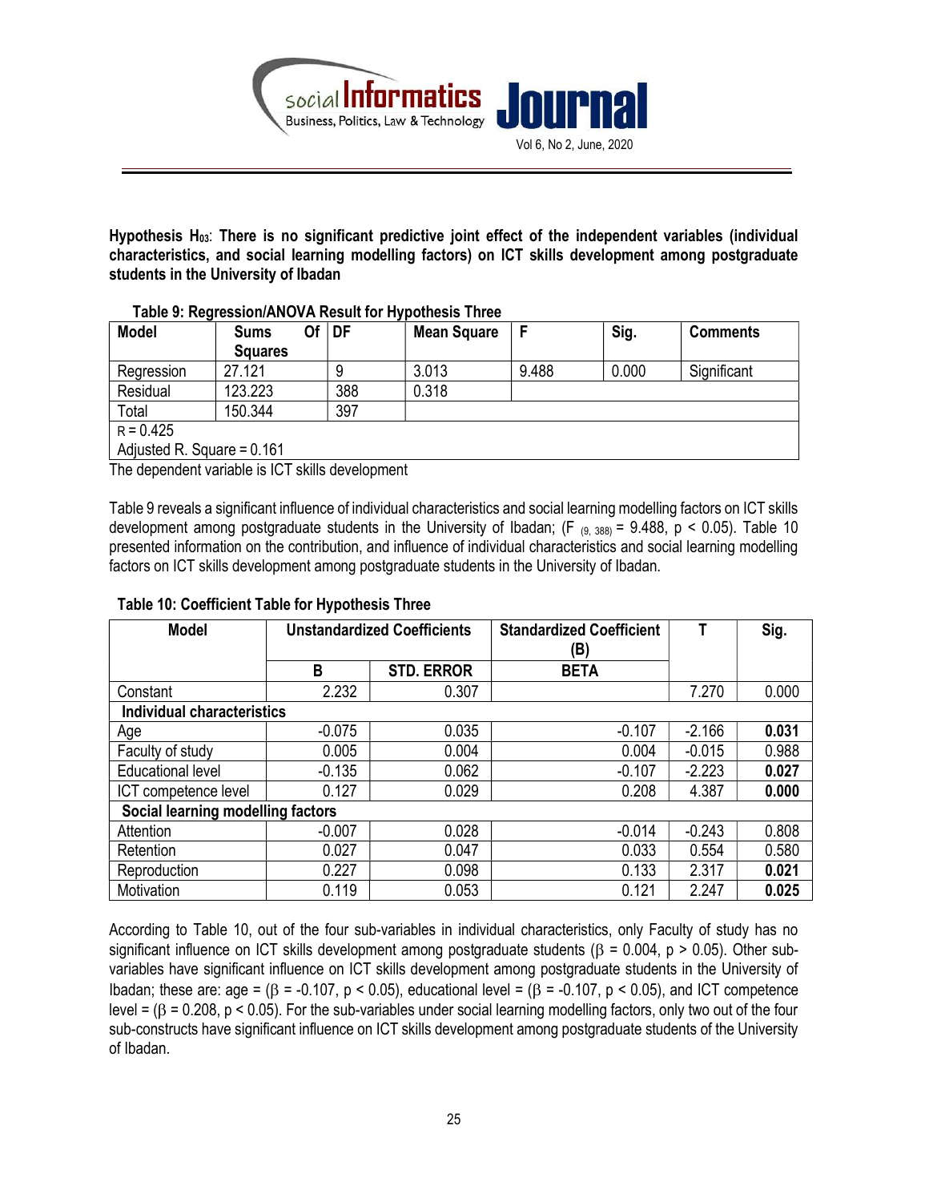**Hypothesis $H_{03}$: There is no significant predictive joint effect of the independent variables (individual characteristics, and social learning modelling factors) on ICT skills development among postgraduate students in the University of Ibadan**

**Table 9: Regression/ANOVA Result for Hypothesis Three**

| Model | Sums Of Squares | DF | Mean Square | F | Sig. | Comments |
|---|---|---|---|---|---|---|
| Regression | 27.121 | 9 | 3.013 | 9.488 | 0.000 | Significant |
| Residual | 123.223 | 388 | 0.318 | | | |
| Total | 150.344 | 397 | | | | |
| R = 0.425 | | | | | | |
| Adjusted R. Square = 0.161 | | | | | | |

The dependent variable is ICT skills development

Table 9 reveals a significant influence of individual characteristics and social learning modelling factors on ICT skills development among postgraduate students in the University of Ibadan; ($F_{(9, 388)} = 9.488$, $p < 0.05$). Table 10 presented information on the contribution, and influence of individual characteristics and social learning modelling factors on ICT skills development among postgraduate students in the University of Ibadan.

**Table 10: Coefficient Table for Hypothesis Three**

| Model | Unstandardized Coefficients | | Standardized Coefficient (B) | T | Sig. |
|---|---|---|---|---|---|
| | B | STD. ERROR | BETA | | |
| Constant | 2.232 | 0.307 | | 7.270 | 0.000 |
| **Individual characteristics** | | | | | |
| Age | -0.075 | 0.035 | -0.107 | -2.166 | **0.031** |
| Faculty of study | 0.005 | 0.004 | 0.004 | -0.015 | 0.988 |
| Educational level | -0.135 | 0.062 | -0.107 | -2.223 | **0.027** |
| ICT competence level | 0.127 | 0.029 | 0.208 | 4.387 | **0.000** |
| **Social learning modelling factors** | | | | | |
| Attention | -0.007 | 0.028 | -0.014 | -0.243 | 0.808 |
| Retention | 0.027 | 0.047 | 0.033 | 0.554 | 0.580 |
| Reproduction | 0.227 | 0.098 | 0.133 | 2.317 | **0.021** |
| Motivation | 0.119 | 0.053 | 0.121 | 2.247 | **0.025** |

According to Table 10, out of the four sub-variables in individual characteristics, only Faculty of study has no significant influence on ICT skills development among postgraduate students ($\beta = 0.004$, $p > 0.05$). Other sub-variables have significant influence on ICT skills development among postgraduate students in the University of Ibadan; these are: age = ($\beta = -0.107$, $p < 0.05$), educational level = ($\beta = -0.107$, $p < 0.05$), and ICT competence level = ($\beta = 0.208$, $p < 0.05$). For the sub-variables under social learning modelling factors, only two out of the four sub-constructs have significant influence on ICT skills development among postgraduate students of the University of Ibadan.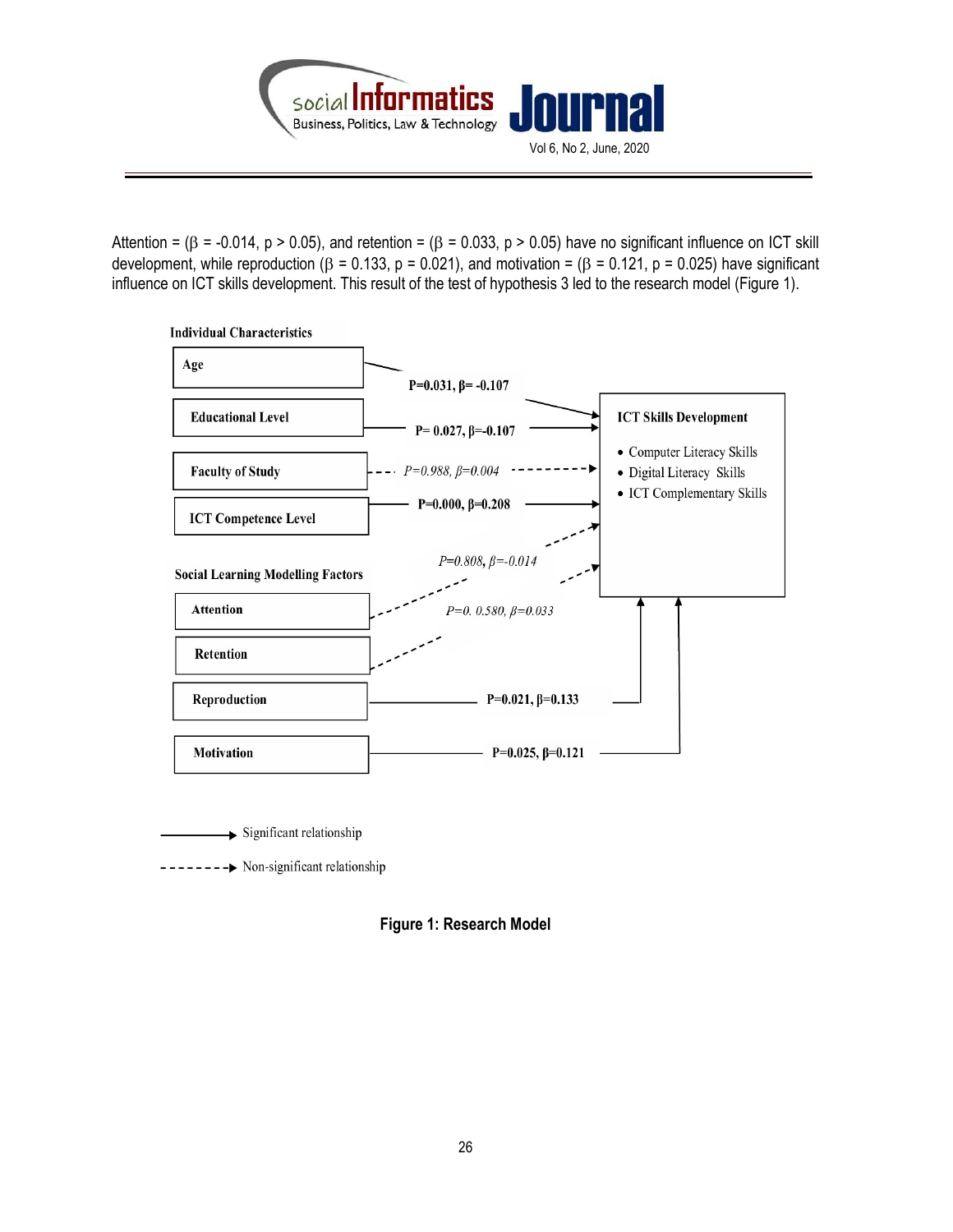Attention = ($\beta$ = -0.014, $p > 0.05$), and retention = ($\beta$ = 0.033, $p > 0.05$) have no significant influence on ICT skill development, while reproduction ($\beta$ = 0.133, $p$ = 0.021), and motivation = ($\beta$ = 0.121, $p$ = 0.025) have significant influence on ICT skills development. This result of the test of hypothesis 3 led to the research model (Figure 1).

**Individual Characteristics**

- Age — P=0.031, β= -0.107 → ICT Skills Development
- Educational Level — P= 0.027, β=-0.107 → ICT Skills Development
- Faculty of Study — *P=0.988, β=0.004* - - → ICT Skills Development
- ICT Competence Level — P=0.000, β=0.208 → ICT Skills Development

**Social Learning Modelling Factors**

- Attention — *P=0.808, β=-0.014* - - → ICT Skills Development
- Retention — *P=0. 0.580, β=0.033* - - → ICT Skills Development
- Reproduction — P=0.021, β=0.133 → ICT Skills Development
- Motivation — P=0.025, β=0.121 → ICT Skills Development

**ICT Skills Development**

- Computer Literacy Skills
- Digital Literacy Skills
- ICT Complementary Skills

→ Significant relationship

- - - → Non-significant relationship

**Figure 1: Research Model**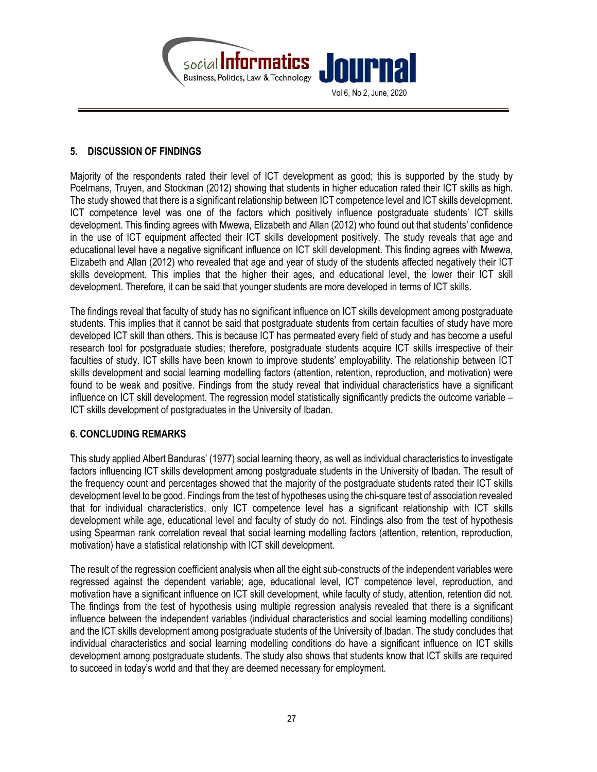## 5. DISCUSSION OF FINDINGS

Majority of the respondents rated their level of ICT development as good; this is supported by the study by Poelmans, Truyen, and Stockman (2012) showing that students in higher education rated their ICT skills as high. The study showed that there is a significant relationship between ICT competence level and ICT skills development. ICT competence level was one of the factors which positively influence postgraduate students' ICT skills development. This finding agrees with Mwewa, Elizabeth and Allan (2012) who found out that students' confidence in the use of ICT equipment affected their ICT skills development positively. The study reveals that age and educational level have a negative significant influence on ICT skill development. This finding agrees with Mwewa, Elizabeth and Allan (2012) who revealed that age and year of study of the students affected negatively their ICT skills development. This implies that the higher their ages, and educational level, the lower their ICT skill development. Therefore, it can be said that younger students are more developed in terms of ICT skills.

The findings reveal that faculty of study has no significant influence on ICT skills development among postgraduate students. This implies that it cannot be said that postgraduate students from certain faculties of study have more developed ICT skill than others. This is because ICT has permeated every field of study and has become a useful research tool for postgraduate studies; therefore, postgraduate students acquire ICT skills irrespective of their faculties of study. ICT skills have been known to improve students' employability. The relationship between ICT skills development and social learning modelling factors (attention, retention, reproduction, and motivation) were found to be weak and positive. Findings from the study reveal that individual characteristics have a significant influence on ICT skill development. The regression model statistically significantly predicts the outcome variable – ICT skills development of postgraduates in the University of Ibadan.

## 6. CONCLUDING REMARKS

This study applied Albert Banduras' (1977) social learning theory, as well as individual characteristics to investigate factors influencing ICT skills development among postgraduate students in the University of Ibadan. The result of the frequency count and percentages showed that the majority of the postgraduate students rated their ICT skills development level to be good. Findings from the test of hypotheses using the chi-square test of association revealed that for individual characteristics, only ICT competence level has a significant relationship with ICT skills development while age, educational level and faculty of study do not. Findings also from the test of hypothesis using Spearman rank correlation reveal that social learning modelling factors (attention, retention, reproduction, motivation) have a statistical relationship with ICT skill development.

The result of the regression coefficient analysis when all the eight sub-constructs of the independent variables were regressed against the dependent variable; age, educational level, ICT competence level, reproduction, and motivation have a significant influence on ICT skill development, while faculty of study, attention, retention did not. The findings from the test of hypothesis using multiple regression analysis revealed that there is a significant influence between the independent variables (individual characteristics and social learning modelling conditions) and the ICT skills development among postgraduate students of the University of Ibadan. The study concludes that individual characteristics and social learning modelling conditions do have a significant influence on ICT skills development among postgraduate students. The study also shows that students know that ICT skills are required to succeed in today's world and that they are deemed necessary for employment.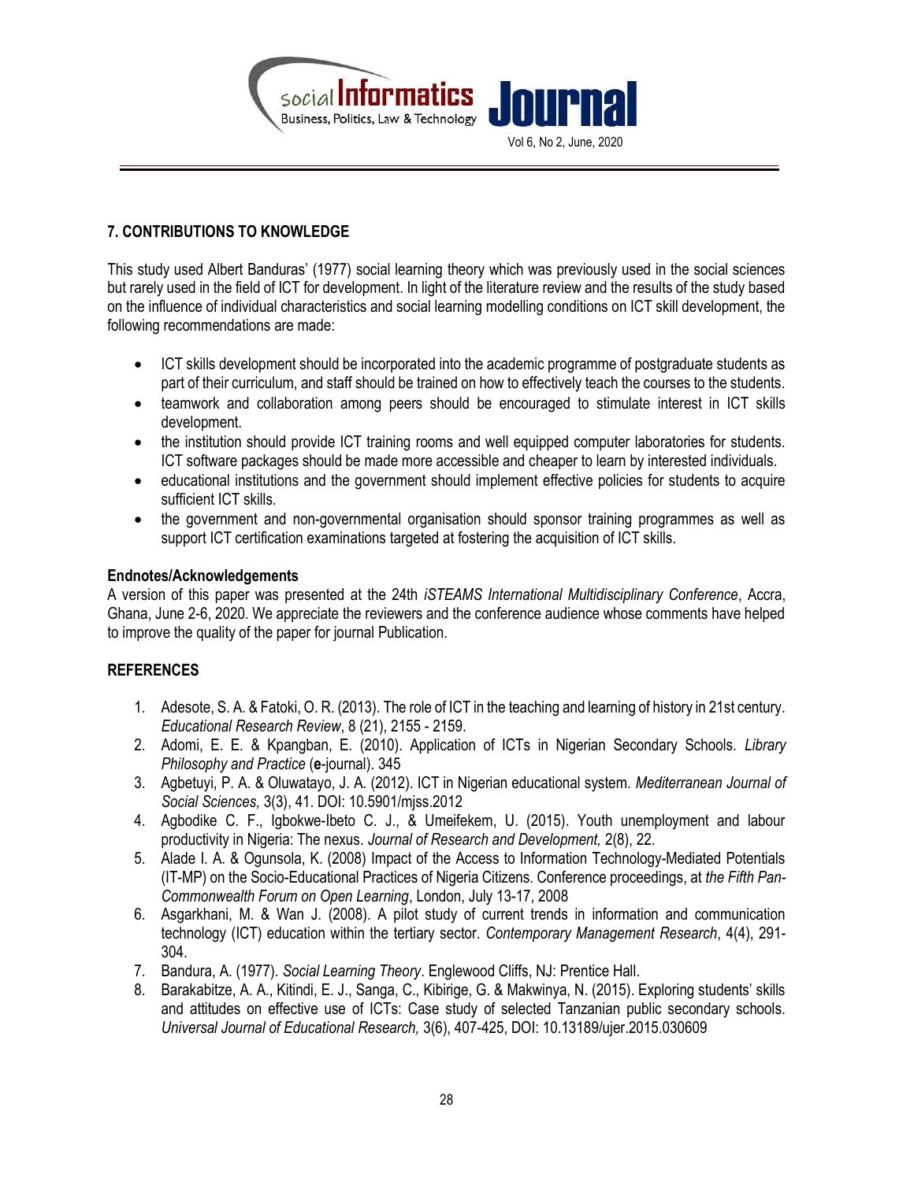## 7. CONTRIBUTIONS TO KNOWLEDGE

This study used Albert Banduras' (1977) social learning theory which was previously used in the social sciences but rarely used in the field of ICT for development. In light of the literature review and the results of the study based on the influence of individual characteristics and social learning modelling conditions on ICT skill development, the following recommendations are made:

- ICT skills development should be incorporated into the academic programme of postgraduate students as part of their curriculum, and staff should be trained on how to effectively teach the courses to the students.
- teamwork and collaboration among peers should be encouraged to stimulate interest in ICT skills development.
- the institution should provide ICT training rooms and well equipped computer laboratories for students. ICT software packages should be made more accessible and cheaper to learn by interested individuals.
- educational institutions and the government should implement effective policies for students to acquire sufficient ICT skills.
- the government and non-governmental organisation should sponsor training programmes as well as support ICT certification examinations targeted at fostering the acquisition of ICT skills.

**Endnotes/Acknowledgements**

A version of this paper was presented at the 24th *iSTEAMS International Multidisciplinary Conference*, Accra, Ghana, June 2-6, 2020. We appreciate the reviewers and the conference audience whose comments have helped to improve the quality of the paper for journal Publication.

## REFERENCES

1. Adesote, S. A. & Fatoki, O. R. (2013). The role of ICT in the teaching and learning of history in 21st century. *Educational Research Review*, 8 (21), 2155 - 2159.
2. Adomi, E. E. & Kpangban, E. (2010). Application of ICTs in Nigerian Secondary Schools. *Library Philosophy and Practice* (**e**-journal). 345
3. Agbetuyi, P. A. & Oluwatayo, J. A. (2012). ICT in Nigerian educational system. *Mediterranean Journal of Social Sciences,* 3(3), 41. DOI: 10.5901/mjss.2012
4. Agbodike C. F., Igbokwe-Ibeto C. J., & Umeifekem, U. (2015). Youth unemployment and labour productivity in Nigeria: The nexus. *Journal of Research and Development,* 2(8), 22.
5. Alade I. A. & Ogunsola, K. (2008) Impact of the Access to Information Technology-Mediated Potentials (IT-MP) on the Socio-Educational Practices of Nigeria Citizens. Conference proceedings, at *the Fifth Pan-Commonwealth Forum on Open Learning*, London, July 13-17, 2008
6. Asgarkhani, M. & Wan J. (2008). A pilot study of current trends in information and communication technology (ICT) education within the tertiary sector. *Contemporary Management Research*, 4(4), 291-304.
7. Bandura, A. (1977). *Social Learning Theory*. Englewood Cliffs, NJ: Prentice Hall.
8. Barakabitze, A. A., Kitindi, E. J., Sanga, C., Kibirige, G. & Makwinya, N. (2015). Exploring students' skills and attitudes on effective use of ICTs: Case study of selected Tanzanian public secondary schools. *Universal Journal of Educational Research,* 3(6), 407-425, DOI: 10.13189/ujer.2015.030609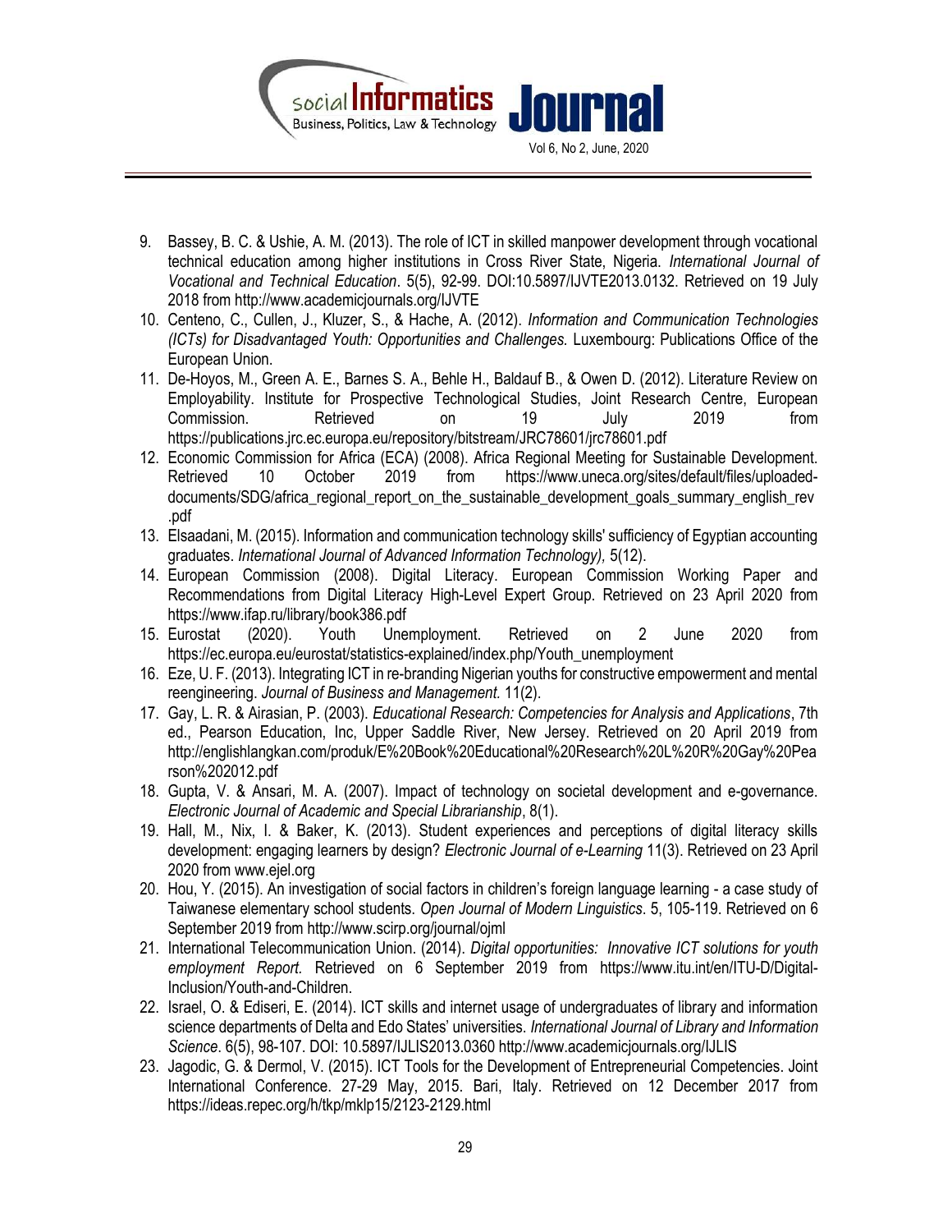9. Bassey, B. C. & Ushie, A. M. (2013). The role of ICT in skilled manpower development through vocational technical education among higher institutions in Cross River State, Nigeria. *International Journal of Vocational and Technical Education*. 5(5), 92-99. DOI:10.5897/IJVTE2013.0132. Retrieved on 19 July 2018 from http://www.academicjournals.org/IJVTE
10. Centeno, C., Cullen, J., Kluzer, S., & Hache, A. (2012). *Information and Communication Technologies (ICTs) for Disadvantaged Youth: Opportunities and Challenges.* Luxembourg: Publications Office of the European Union.
11. De-Hoyos, M., Green A. E., Barnes S. A., Behle H., Baldauf B., & Owen D. (2012). Literature Review on Employability. Institute for Prospective Technological Studies, Joint Research Centre, European Commission. Retrieved on 19 July 2019 from https://publications.jrc.ec.europa.eu/repository/bitstream/JRC78601/jrc78601.pdf
12. Economic Commission for Africa (ECA) (2008). Africa Regional Meeting for Sustainable Development. Retrieved 10 October 2019 from https://www.uneca.org/sites/default/files/uploaded-documents/SDG/africa_regional_report_on_the_sustainable_development_goals_summary_english_rev.pdf
13. Elsaadani, M. (2015). Information and communication technology skills' sufficiency of Egyptian accounting graduates. *International Journal of Advanced Information Technology),* 5(12).
14. European Commission (2008). Digital Literacy. European Commission Working Paper and Recommendations from Digital Literacy High-Level Expert Group. Retrieved on 23 April 2020 from https://www.ifap.ru/library/book386.pdf
15. Eurostat (2020). Youth Unemployment. Retrieved on 2 June 2020 from https://ec.europa.eu/eurostat/statistics-explained/index.php/Youth_unemployment
16. Eze, U. F. (2013). Integrating ICT in re-branding Nigerian youths for constructive empowerment and mental reengineering. *Journal of Business and Management.* 11(2).
17. Gay, L. R. & Airasian, P. (2003). *Educational Research: Competencies for Analysis and Applications*, 7th ed., Pearson Education, Inc, Upper Saddle River, New Jersey. Retrieved on 20 April 2019 from http://englishlangkan.com/produk/E%20Book%20Educational%20Research%20L%20R%20Gay%20Pearson%202012.pdf
18. Gupta, V. & Ansari, M. A. (2007). Impact of technology on societal development and e-governance. *Electronic Journal of Academic and Special Librarianship*, 8(1).
19. Hall, M., Nix, I. & Baker, K. (2013). Student experiences and perceptions of digital literacy skills development: engaging learners by design? *Electronic Journal of e-Learning* 11(3). Retrieved on 23 April 2020 from www.ejel.org
20. Hou, Y. (2015). An investigation of social factors in children's foreign language learning - a case study of Taiwanese elementary school students. *Open Journal of Modern Linguistics*. 5, 105-119. Retrieved on 6 September 2019 from http://www.scirp.org/journal/ojml
21. International Telecommunication Union. (2014). *Digital opportunities: Innovative ICT solutions for youth employment Report.* Retrieved on 6 September 2019 from https://www.itu.int/en/ITU-D/Digital-Inclusion/Youth-and-Children.
22. Israel, O. & Ediseri, E. (2014). ICT skills and internet usage of undergraduates of library and information science departments of Delta and Edo States' universities. *International Journal of Library and Information Science*. 6(5), 98-107. DOI: 10.5897/IJLIS2013.0360 http://www.academicjournals.org/IJLIS
23. Jagodic, G. & Dermol, V. (2015). ICT Tools for the Development of Entrepreneurial Competencies. Joint International Conference. 27-29 May, 2015. Bari, Italy. Retrieved on 12 December 2017 from https://ideas.repec.org/h/tkp/mklp15/2123-2129.html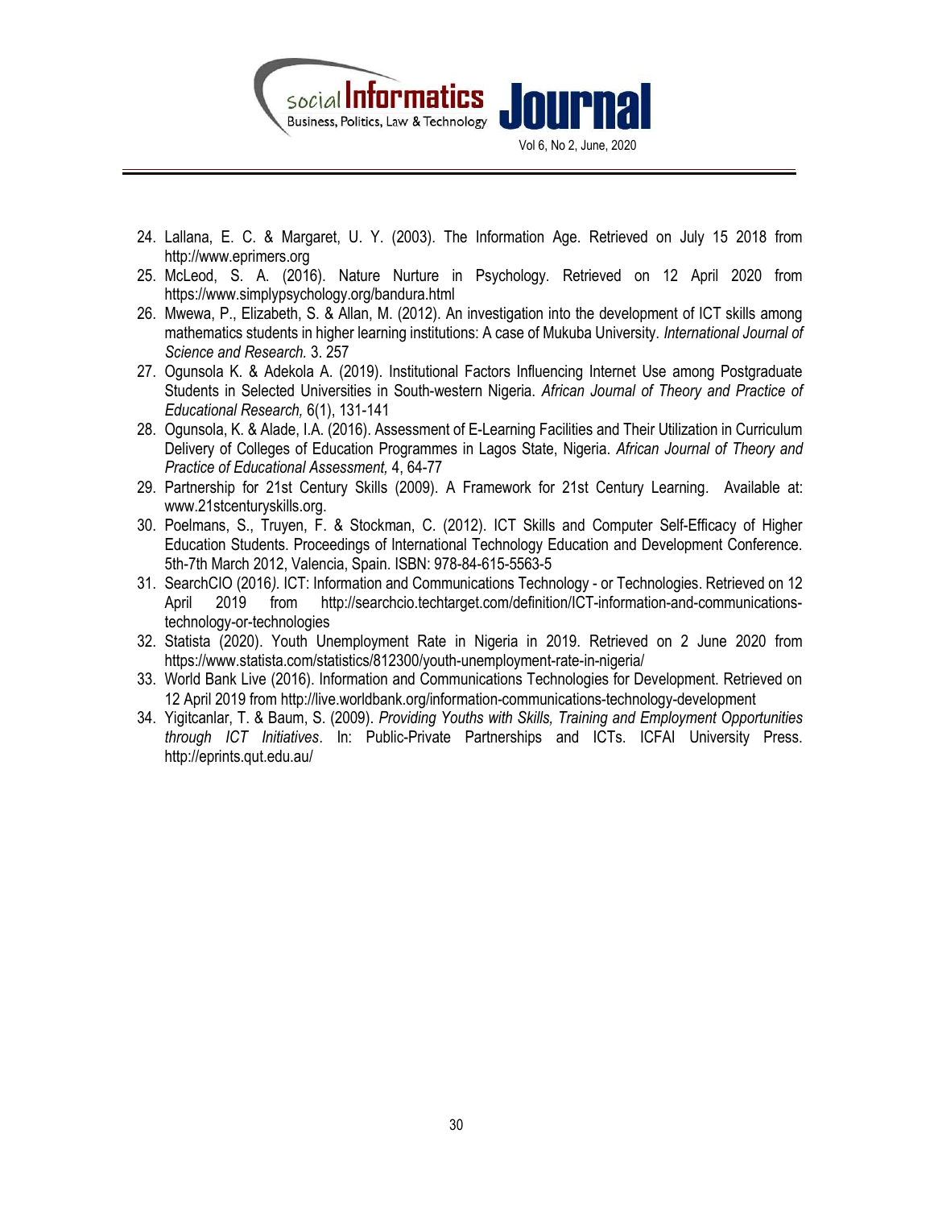24. Lallana, E. C. & Margaret, U. Y. (2003). The Information Age. Retrieved on July 15 2018 from http://www.eprimers.org
25. McLeod, S. A. (2016). Nature Nurture in Psychology. Retrieved on 12 April 2020 from https://www.simplypsychology.org/bandura.html
26. Mwewa, P., Elizabeth, S. & Allan, M. (2012). An investigation into the development of ICT skills among mathematics students in higher learning institutions: A case of Mukuba University. *International Journal of Science and Research.* 3. 257
27. Ogunsola K. & Adekola A. (2019). Institutional Factors Influencing Internet Use among Postgraduate Students in Selected Universities in South-western Nigeria. *African Journal of Theory and Practice of Educational Research,* 6(1), 131-141
28. Ogunsola, K. & Alade, I.A. (2016). Assessment of E-Learning Facilities and Their Utilization in Curriculum Delivery of Colleges of Education Programmes in Lagos State, Nigeria. *African Journal of Theory and Practice of Educational Assessment,* 4, 64-77
29. Partnership for 21st Century Skills (2009). A Framework for 21st Century Learning. Available at: www.21stcenturyskills.org.
30. Poelmans, S., Truyen, F. & Stockman, C. (2012). ICT Skills and Computer Self-Efficacy of Higher Education Students. Proceedings of International Technology Education and Development Conference. 5th-7th March 2012, Valencia, Spain. ISBN: 978-84-615-5563-5
31. SearchCIO (2016*).* ICT: Information and Communications Technology - or Technologies. Retrieved on 12 April 2019 from http://searchcio.techtarget.com/definition/ICT-information-and-communications-technology-or-technologies
32. Statista (2020). Youth Unemployment Rate in Nigeria in 2019. Retrieved on 2 June 2020 from https://www.statista.com/statistics/812300/youth-unemployment-rate-in-nigeria/
33. World Bank Live (2016). Information and Communications Technologies for Development. Retrieved on 12 April 2019 from http://live.worldbank.org/information-communications-technology-development
34. Yigitcanlar, T. & Baum, S. (2009). *Providing Youths with Skills, Training and Employment Opportunities through ICT Initiatives*. In: Public-Private Partnerships and ICTs. ICFAI University Press. http://eprints.qut.edu.au/